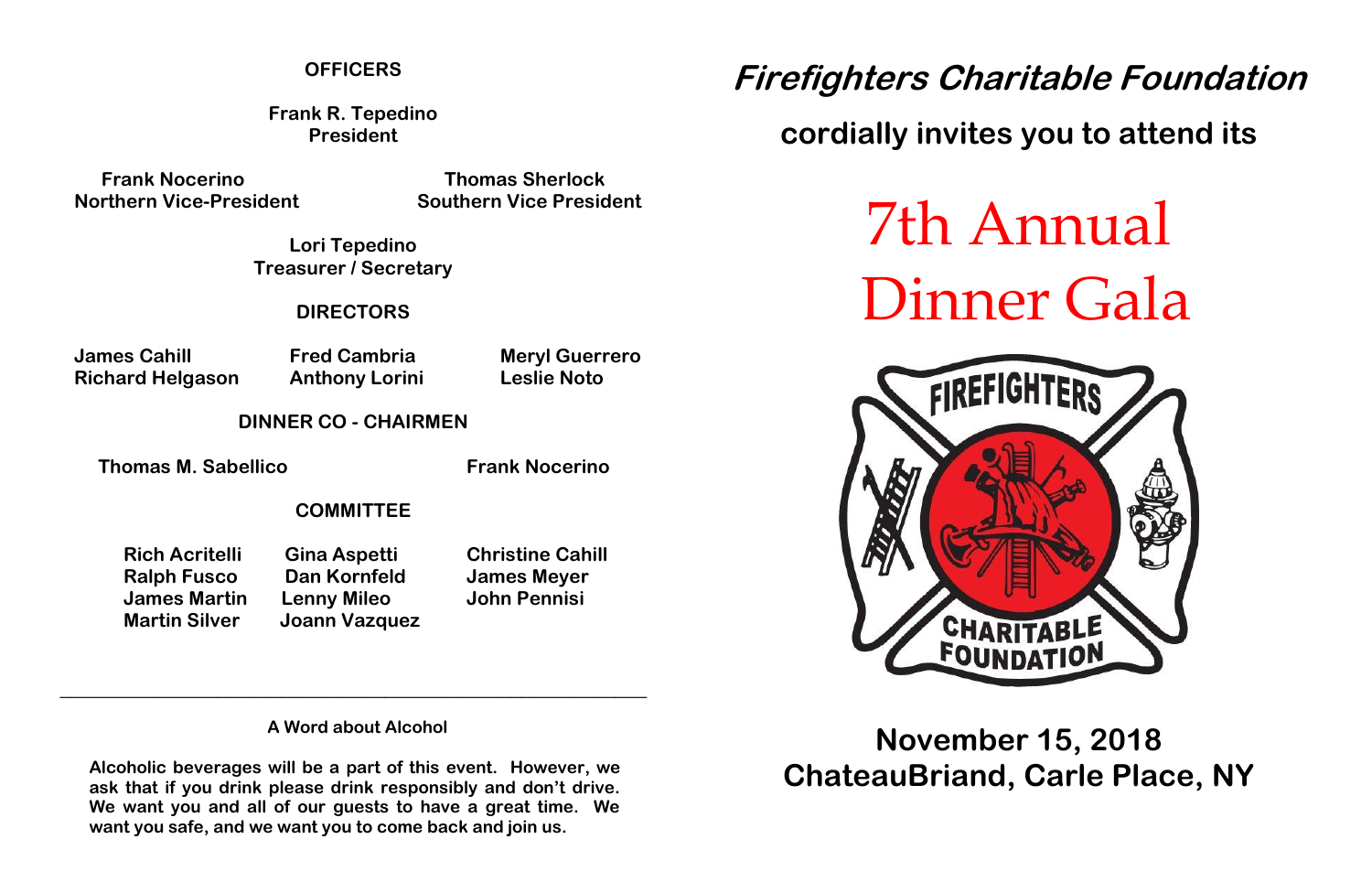**OFFICERS**

**Frank R. Tepedino**
**President**

**Frank Nocerino**
**Northern Vice-President**

**Thomas Sherlock**
**Southern Vice President**

**Lori Tepedino**
**Treasurer / Secretary**

**DIRECTORS**

**James Cahill**
**Richard Helgason**
**Fred Cambria**
**Anthony Lorini**
**Meryl Guerrero**
**Leslie Noto**

**DINNER CO - CHAIRMEN**

**Thomas M. Sabellico**
**Frank Nocerino**

**COMMITTEE**

**Rich Acritelli**
**Ralph Fusco**
**James Martin**
**Martin Silver**
**Gina Aspetti**
**Dan Kornfeld**
**Lenny Mileo**
**Joann Vazquez**
**Christine Cahill**
**James Meyer**
**John Pennisi**

---

**A Word about Alcohol**

**Alcoholic beverages will be a part of this event. However, we ask that if you drink please drink responsibly and don't drive. We want you and all of our guests to have a great time. We want you safe, and we want you to come back and join us.**

***Firefighters Charitable Foundation***

**cordially invites you to attend its**

# 7th Annual Dinner Gala

FIREFIGHTERS CHARITABLE FOUNDATION

**November 15, 2018**
**ChateauBriand, Carle Place, NY**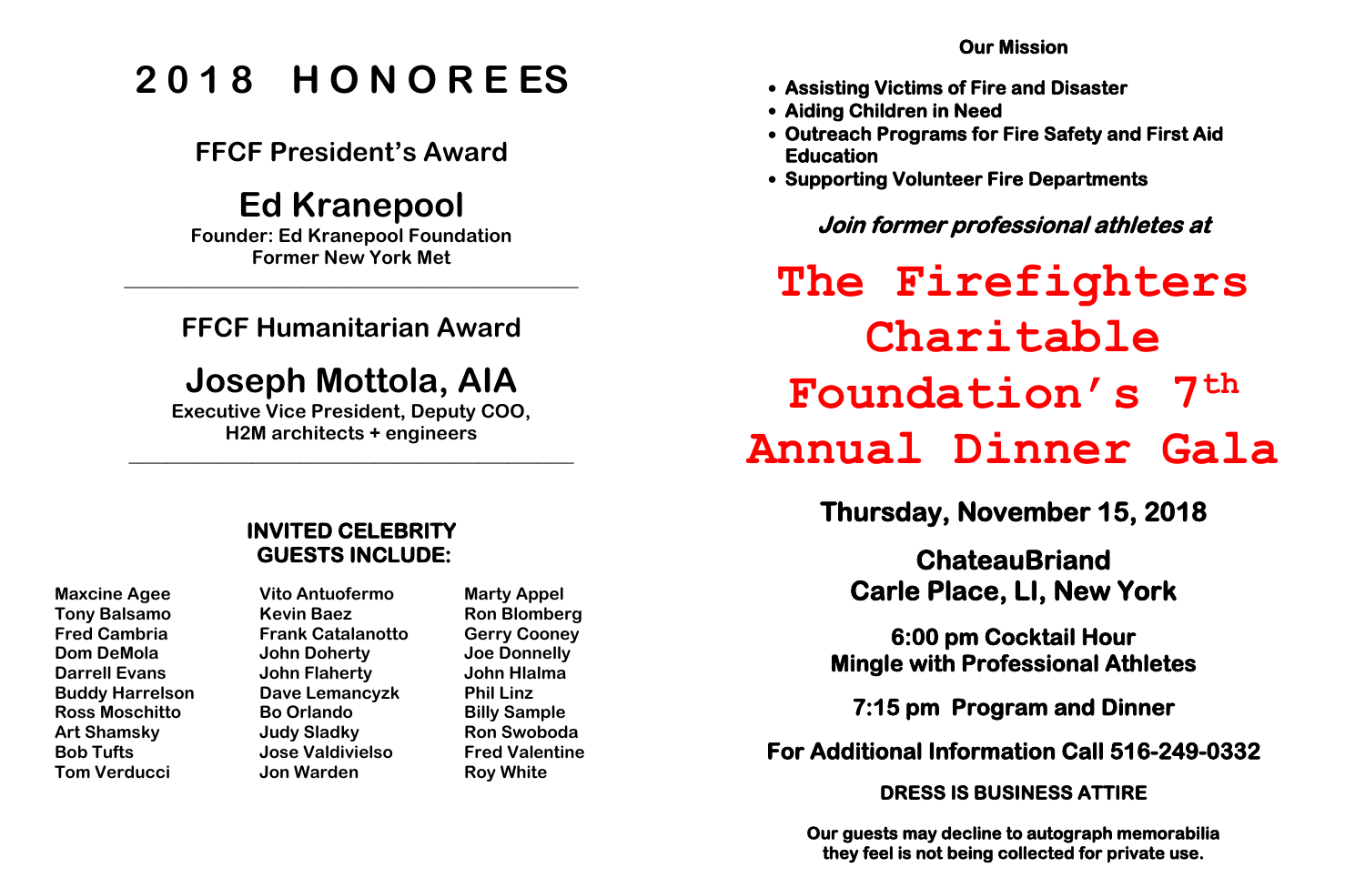# 2018 HONOREES

## FFCF President's Award

### Ed Kranepool

**Founder: Ed Kranepool Foundation**
**Former New York Met**

---

## FFCF Humanitarian Award

### Joseph Mottola, AIA

**Executive Vice President, Deputy COO,**
**H2M architects + engineers**

---

**INVITED CELEBRITY GUESTS INCLUDE:**

| | | |
|---|---|---|
| Maxcine Agee | Vito Antuofermo | Marty Appel |
| Tony Balsamo | Kevin Baez | Ron Blomberg |
| Fred Cambria | Frank Catalanotto | Gerry Cooney |
| Dom DeMola | John Doherty | Joe Donnelly |
| Darrell Evans | John Flaherty | John Hlalma |
| Buddy Harrelson | Dave Lemancyzk | Phil Linz |
| Ross Moschitto | Bo Orlando | Billy Sample |
| Art Shamsky | Judy Sladky | Ron Swoboda |
| Bob Tufts | Jose Valdivielso | Fred Valentine |
| Tom Verducci | Jon Warden | Roy White |

**Our Mission**

- **Assisting Victims of Fire and Disaster**
- **Aiding Children in Need**
- **Outreach Programs for Fire Safety and First Aid Education**
- **Supporting Volunteer Fire Departments**

***Join former professional athletes at***

# The Firefighters Charitable Foundation's 7th Annual Dinner Gala

**Thursday, November 15, 2018**

**ChateauBriand**
**Carle Place, LI, New York**

**6:00 pm Cocktail Hour**
**Mingle with Professional Athletes**

**7:15 pm Program and Dinner**

**For Additional Information Call 516-249-0332**

**DRESS IS BUSINESS ATTIRE**

**Our guests may decline to autograph memorabilia they feel is not being collected for private use.**